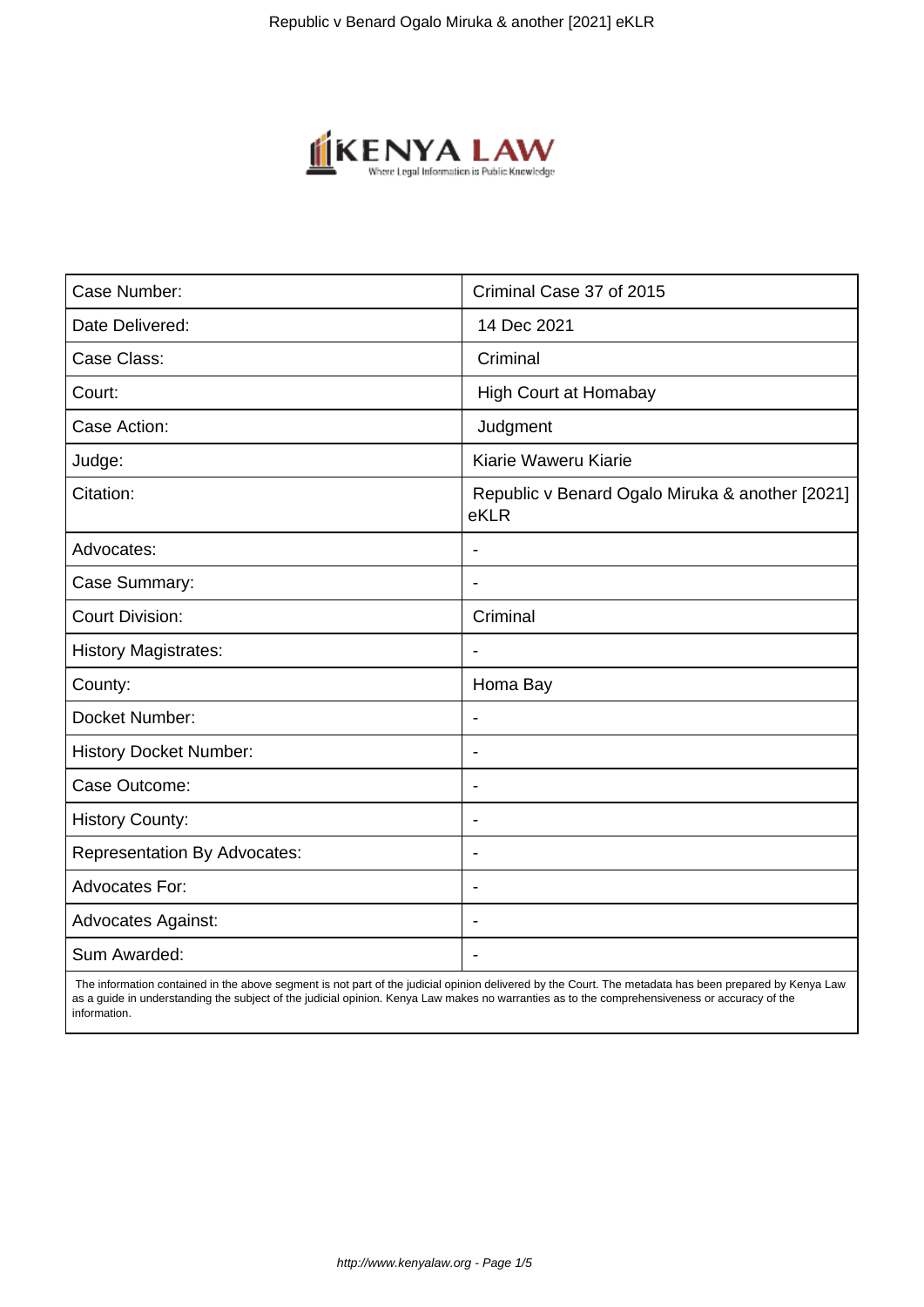| Case Number: | Criminal Case 37 of 2015 |
|---|---|
| Date Delivered: | 14 Dec 2021 |
| Case Class: | Criminal |
| Court: | High Court at Homabay |
| Case Action: | Judgment |
| Judge: | Kiarie Waweru Kiarie |
| Citation: | Republic v Benard Ogalo Miruka & another [2021] eKLR |
| Advocates: | - |
| Case Summary: | - |
| Court Division: | Criminal |
| History Magistrates: | - |
| County: | Homa Bay |
| Docket Number: | - |
| History Docket Number: | - |
| Case Outcome: | - |
| History County: | - |
| Representation By Advocates: | - |
| Advocates For: | - |
| Advocates Against: | - |
| Sum Awarded: | - |

The information contained in the above segment is not part of the judicial opinion delivered by the Court. The metadata has been prepared by Kenya Law as a guide in understanding the subject of the judicial opinion. Kenya Law makes no warranties as to the comprehensiveness or accuracy of the information.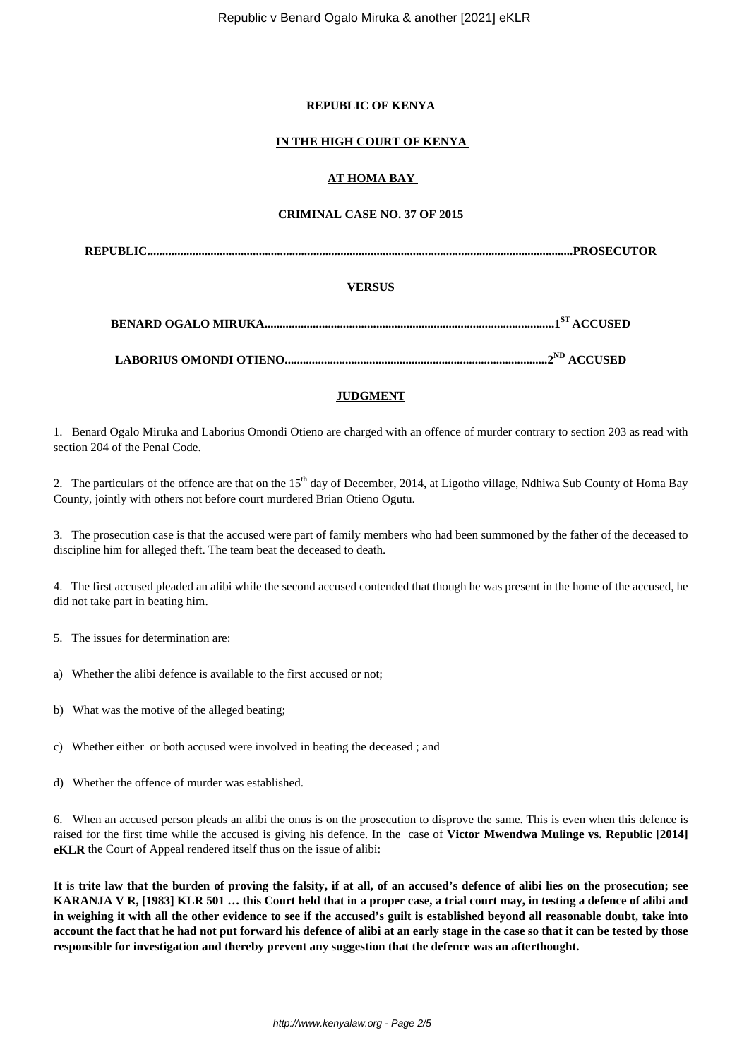**REPUBLIC OF KENYA**

**IN THE HIGH COURT OF KENYA**

**AT HOMA BAY**

**CRIMINAL CASE NO. 37 OF 2015**

**REPUBLIC..........................................................................................................................................PROSECUTOR**

**VERSUS**

**BENARD OGALO MIRUKA..............................................................................................1ST ACCUSED**

**LABORIUS OMONDI OTIENO......................................................................................2ND ACCUSED**

**JUDGMENT**

1. Benard Ogalo Miruka and Laborius Omondi Otieno are charged with an offence of murder contrary to section 203 as read with section 204 of the Penal Code.

2. The particulars of the offence are that on the 15th day of December, 2014, at Ligotho village, Ndhiwa Sub County of Homa Bay County, jointly with others not before court murdered Brian Otieno Ogutu.

3. The prosecution case is that the accused were part of family members who had been summoned by the father of the deceased to discipline him for alleged theft. The team beat the deceased to death.

4. The first accused pleaded an alibi while the second accused contended that though he was present in the home of the accused, he did not take part in beating him.

5. The issues for determination are:

a) Whether the alibi defence is available to the first accused or not;

b) What was the motive of the alleged beating;

c) Whether either or both accused were involved in beating the deceased ; and

d) Whether the offence of murder was established.

6. When an accused person pleads an alibi the onus is on the prosecution to disprove the same. This is even when this defence is raised for the first time while the accused is giving his defence. In the case of **Victor Mwendwa Mulinge vs. Republic [2014] eKLR** the Court of Appeal rendered itself thus on the issue of alibi:

**It is trite law that the burden of proving the falsity, if at all, of an accused's defence of alibi lies on the prosecution; see KARANJA V R, [1983] KLR 501 … this Court held that in a proper case, a trial court may, in testing a defence of alibi and in weighing it with all the other evidence to see if the accused's guilt is established beyond all reasonable doubt, take into account the fact that he had not put forward his defence of alibi at an early stage in the case so that it can be tested by those responsible for investigation and thereby prevent any suggestion that the defence was an afterthought.**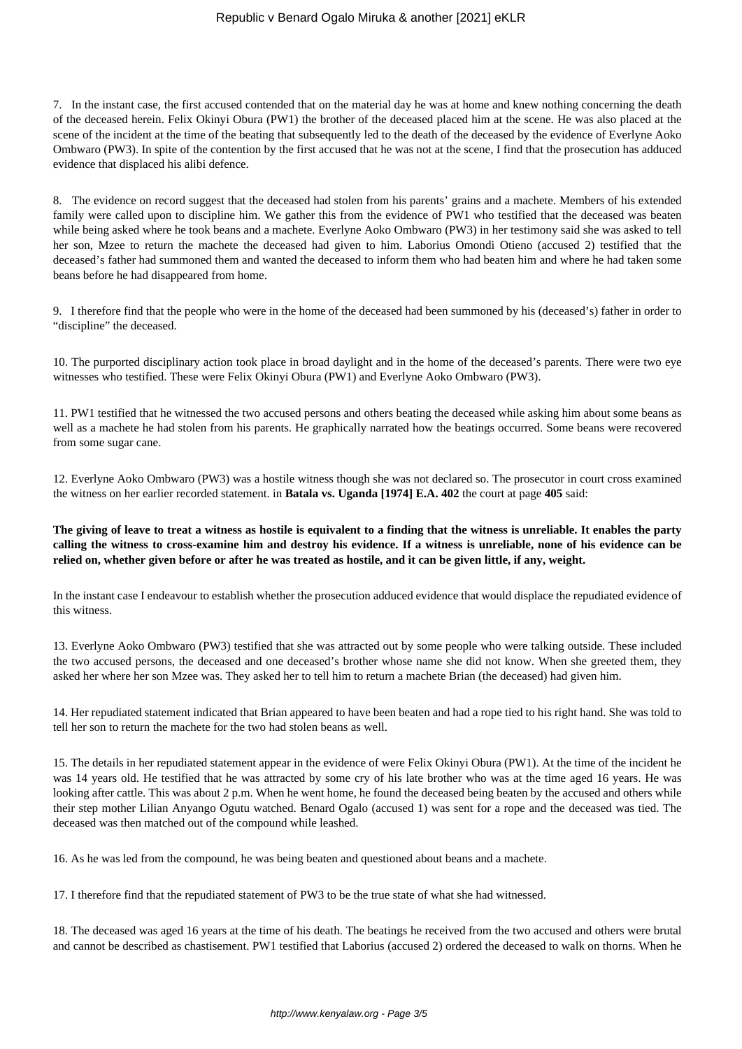7. In the instant case, the first accused contended that on the material day he was at home and knew nothing concerning the death of the deceased herein. Felix Okinyi Obura (PW1) the brother of the deceased placed him at the scene. He was also placed at the scene of the incident at the time of the beating that subsequently led to the death of the deceased by the evidence of Everlyne Aoko Ombwaro (PW3). In spite of the contention by the first accused that he was not at the scene, I find that the prosecution has adduced evidence that displaced his alibi defence.

8. The evidence on record suggest that the deceased had stolen from his parents' grains and a machete. Members of his extended family were called upon to discipline him. We gather this from the evidence of PW1 who testified that the deceased was beaten while being asked where he took beans and a machete. Everlyne Aoko Ombwaro (PW3) in her testimony said she was asked to tell her son, Mzee to return the machete the deceased had given to him. Laborius Omondi Otieno (accused 2) testified that the deceased's father had summoned them and wanted the deceased to inform them who had beaten him and where he had taken some beans before he had disappeared from home.

9. I therefore find that the people who were in the home of the deceased had been summoned by his (deceased's) father in order to "discipline" the deceased.

10. The purported disciplinary action took place in broad daylight and in the home of the deceased's parents. There were two eye witnesses who testified. These were Felix Okinyi Obura (PW1) and Everlyne Aoko Ombwaro (PW3).

11. PW1 testified that he witnessed the two accused persons and others beating the deceased while asking him about some beans as well as a machete he had stolen from his parents. He graphically narrated how the beatings occurred. Some beans were recovered from some sugar cane.

12. Everlyne Aoko Ombwaro (PW3) was a hostile witness though she was not declared so. The prosecutor in court cross examined the witness on her earlier recorded statement. in **Batala vs. Uganda [1974] E.A. 402** the court at page **405** said:

**The giving of leave to treat a witness as hostile is equivalent to a finding that the witness is unreliable. It enables the party calling the witness to cross-examine him and destroy his evidence. If a witness is unreliable, none of his evidence can be relied on, whether given before or after he was treated as hostile, and it can be given little, if any, weight.**

In the instant case I endeavour to establish whether the prosecution adduced evidence that would displace the repudiated evidence of this witness.

13. Everlyne Aoko Ombwaro (PW3) testified that she was attracted out by some people who were talking outside. These included the two accused persons, the deceased and one deceased's brother whose name she did not know. When she greeted them, they asked her where her son Mzee was. They asked her to tell him to return a machete Brian (the deceased) had given him.

14. Her repudiated statement indicated that Brian appeared to have been beaten and had a rope tied to his right hand. She was told to tell her son to return the machete for the two had stolen beans as well.

15. The details in her repudiated statement appear in the evidence of were Felix Okinyi Obura (PW1). At the time of the incident he was 14 years old. He testified that he was attracted by some cry of his late brother who was at the time aged 16 years. He was looking after cattle. This was about 2 p.m. When he went home, he found the deceased being beaten by the accused and others while their step mother Lilian Anyango Ogutu watched. Benard Ogalo (accused 1) was sent for a rope and the deceased was tied. The deceased was then matched out of the compound while leashed.

16. As he was led from the compound, he was being beaten and questioned about beans and a machete.

17. I therefore find that the repudiated statement of PW3 to be the true state of what she had witnessed.

18. The deceased was aged 16 years at the time of his death. The beatings he received from the two accused and others were brutal and cannot be described as chastisement. PW1 testified that Laborius (accused 2) ordered the deceased to walk on thorns. When he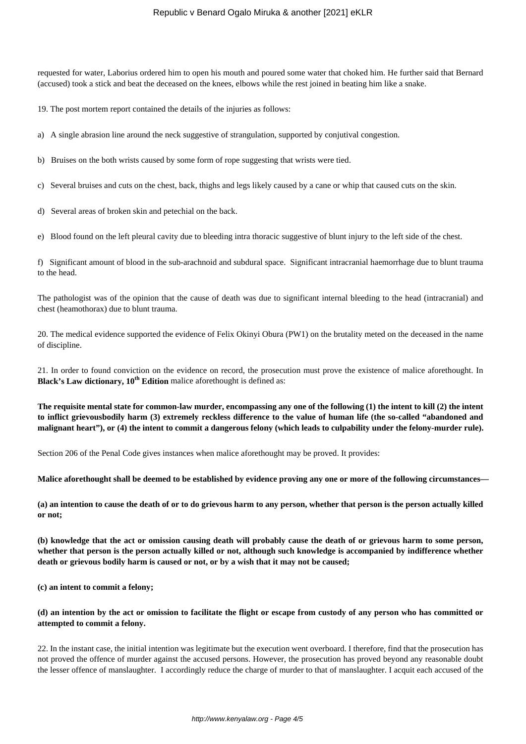requested for water, Laborius ordered him to open his mouth and poured some water that choked him. He further said that Bernard (accused) took a stick and beat the deceased on the knees, elbows while the rest joined in beating him like a snake.

19. The post mortem report contained the details of the injuries as follows:

a) A single abrasion line around the neck suggestive of strangulation, supported by conjutival congestion.

b) Bruises on the both wrists caused by some form of rope suggesting that wrists were tied.

c) Several bruises and cuts on the chest, back, thighs and legs likely caused by a cane or whip that caused cuts on the skin.

d) Several areas of broken skin and petechial on the back.

e) Blood found on the left pleural cavity due to bleeding intra thoracic suggestive of blunt injury to the left side of the chest.

f) Significant amount of blood in the sub-arachnoid and subdural space. Significant intracranial haemorrhage due to blunt trauma to the head.

The pathologist was of the opinion that the cause of death was due to significant internal bleeding to the head (intracranial) and chest (heamothorax) due to blunt trauma.

20. The medical evidence supported the evidence of Felix Okinyi Obura (PW1) on the brutality meted on the deceased in the name of discipline.

21. In order to found conviction on the evidence on record, the prosecution must prove the existence of malice aforethought. In **Black's Law dictionary, 10th Edition** malice aforethought is defined as:

**The requisite mental state for common-law murder, encompassing any one of the following (1) the intent to kill (2) the intent to inflict grievousbodily harm (3) extremely reckless difference to the value of human life (the so-called "abandoned and malignant heart"), or (4) the intent to commit a dangerous felony (which leads to culpability under the felony-murder rule).**

Section 206 of the Penal Code gives instances when malice aforethought may be proved. It provides:

**Malice aforethought shall be deemed to be established by evidence proving any one or more of the following circumstances—**

**(a) an intention to cause the death of or to do grievous harm to any person, whether that person is the person actually killed or not;**

**(b) knowledge that the act or omission causing death will probably cause the death of or grievous harm to some person, whether that person is the person actually killed or not, although such knowledge is accompanied by indifference whether death or grievous bodily harm is caused or not, or by a wish that it may not be caused;**

**(c) an intent to commit a felony;**

**(d) an intention by the act or omission to facilitate the flight or escape from custody of any person who has committed or attempted to commit a felony.**

22. In the instant case, the initial intention was legitimate but the execution went overboard. I therefore, find that the prosecution has not proved the offence of murder against the accused persons. However, the prosecution has proved beyond any reasonable doubt the lesser offence of manslaughter. I accordingly reduce the charge of murder to that of manslaughter. I acquit each accused of the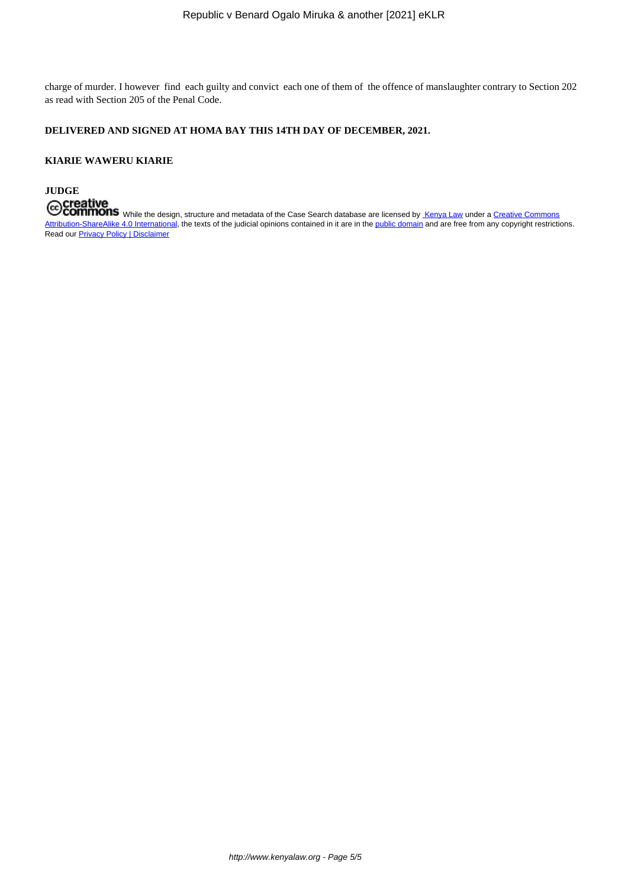charge of murder. I however find each guilty and convict each one of them of the offence of manslaughter contrary to Section 202 as read with Section 205 of the Penal Code.

**DELIVERED AND SIGNED AT HOMA BAY THIS 14TH DAY OF DECEMBER, 2021.**

**KIARIE WAWERU KIARIE**

**JUDGE**

While the design, structure and metadata of the Case Search database are licensed by Kenya Law under a Creative Commons Attribution-ShareAlike 4.0 International, the texts of the judicial opinions contained in it are in the public domain and are free from any copyright restrictions. Read our Privacy Policy | Disclaimer